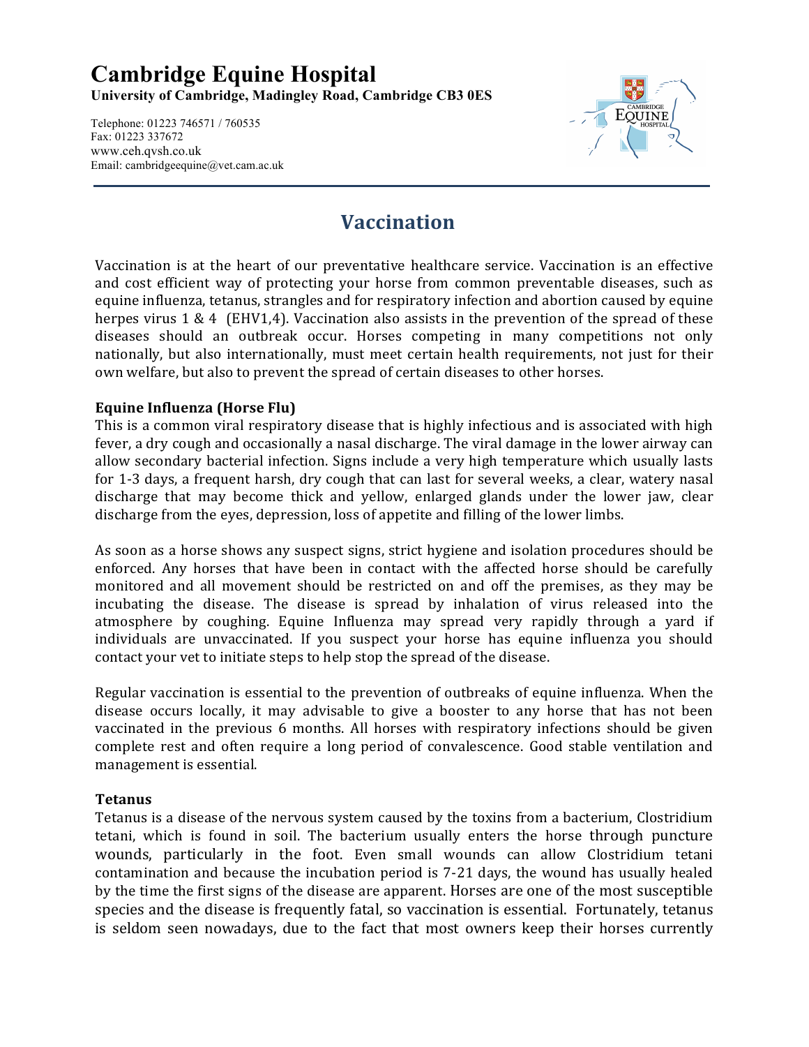# Cambridge Equine Hospital

**University of Cambridge, Madingley Road, Cambridge CB3 0ES**

Telephone: 01223 746571 / 760535
Fax: 01223 337672
www.ceh.qvsh.co.uk
Email: cambridgeequine@vet.cam.ac.uk

## Vaccination

Vaccination is at the heart of our preventative healthcare service. Vaccination is an effective and cost efficient way of protecting your horse from common preventable diseases, such as equine influenza, tetanus, strangles and for respiratory infection and abortion caused by equine herpes virus 1 & 4 (EHV1,4). Vaccination also assists in the prevention of the spread of these diseases should an outbreak occur. Horses competing in many competitions not only nationally, but also internationally, must meet certain health requirements, not just for their own welfare, but also to prevent the spread of certain diseases to other horses.

**Equine Influenza (Horse Flu)**

This is a common viral respiratory disease that is highly infectious and is associated with high fever, a dry cough and occasionally a nasal discharge. The viral damage in the lower airway can allow secondary bacterial infection. Signs include a very high temperature which usually lasts for 1-3 days, a frequent harsh, dry cough that can last for several weeks, a clear, watery nasal discharge that may become thick and yellow, enlarged glands under the lower jaw, clear discharge from the eyes, depression, loss of appetite and filling of the lower limbs.

As soon as a horse shows any suspect signs, strict hygiene and isolation procedures should be enforced. Any horses that have been in contact with the affected horse should be carefully monitored and all movement should be restricted on and off the premises, as they may be incubating the disease. The disease is spread by inhalation of virus released into the atmosphere by coughing. Equine Influenza may spread very rapidly through a yard if individuals are unvaccinated. If you suspect your horse has equine influenza you should contact your vet to initiate steps to help stop the spread of the disease.

Regular vaccination is essential to the prevention of outbreaks of equine influenza. When the disease occurs locally, it may advisable to give a booster to any horse that has not been vaccinated in the previous 6 months. All horses with respiratory infections should be given complete rest and often require a long period of convalescence. Good stable ventilation and management is essential.

**Tetanus**

Tetanus is a disease of the nervous system caused by the toxins from a bacterium, Clostridium tetani, which is found in soil. The bacterium usually enters the horse through puncture wounds, particularly in the foot. Even small wounds can allow Clostridium tetani contamination and because the incubation period is 7-21 days, the wound has usually healed by the time the first signs of the disease are apparent. Horses are one of the most susceptible species and the disease is frequently fatal, so vaccination is essential. Fortunately, tetanus is seldom seen nowadays, due to the fact that most owners keep their horses currently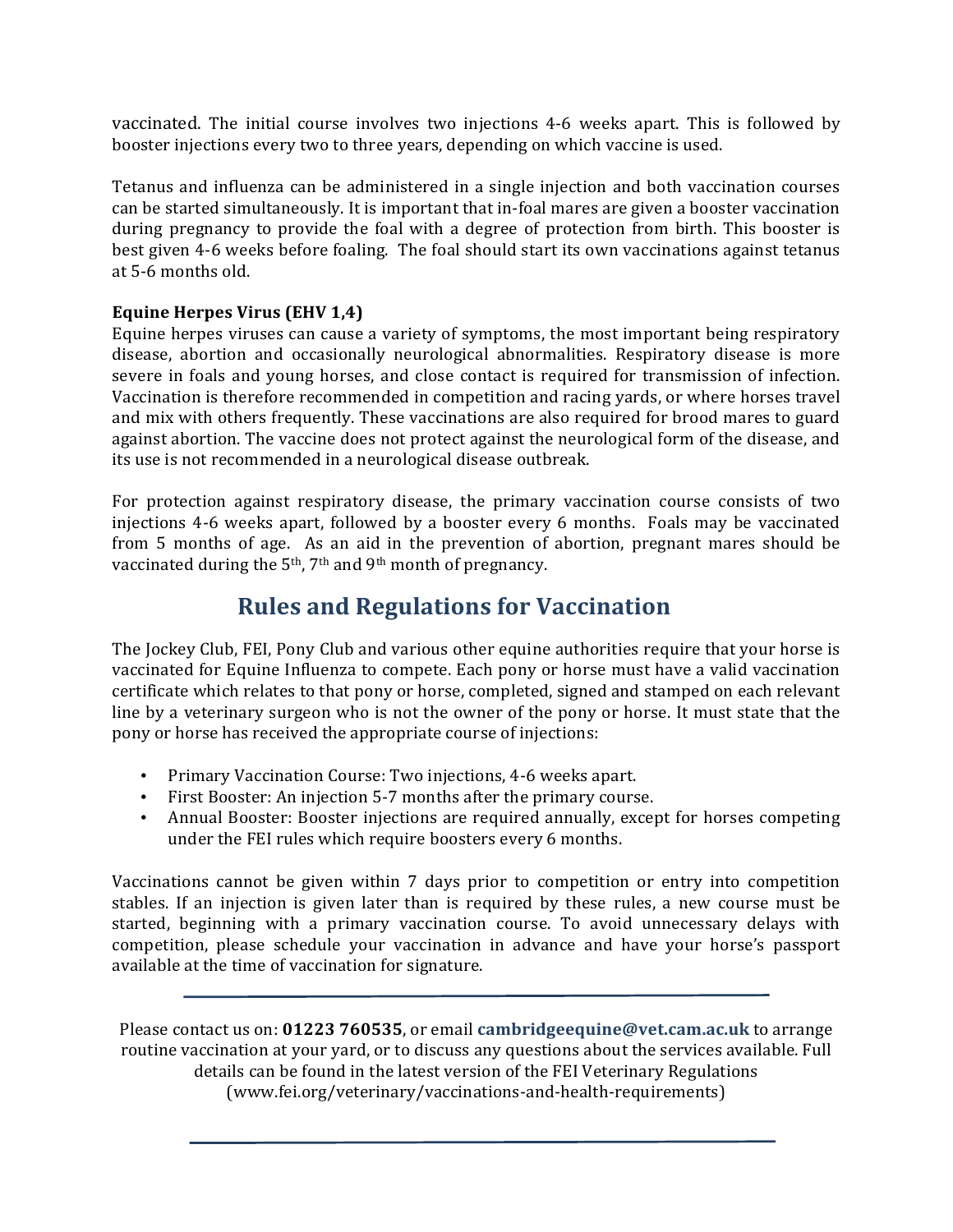vaccinated. The initial course involves two injections 4-6 weeks apart. This is followed by booster injections every two to three years, depending on which vaccine is used.

Tetanus and influenza can be administered in a single injection and both vaccination courses can be started simultaneously. It is important that in-foal mares are given a booster vaccination during pregnancy to provide the foal with a degree of protection from birth. This booster is best given 4-6 weeks before foaling. The foal should start its own vaccinations against tetanus at 5-6 months old.

**Equine Herpes Virus (EHV 1,4)**

Equine herpes viruses can cause a variety of symptoms, the most important being respiratory disease, abortion and occasionally neurological abnormalities. Respiratory disease is more severe in foals and young horses, and close contact is required for transmission of infection. Vaccination is therefore recommended in competition and racing yards, or where horses travel and mix with others frequently. These vaccinations are also required for brood mares to guard against abortion. The vaccine does not protect against the neurological form of the disease, and its use is not recommended in a neurological disease outbreak.

For protection against respiratory disease, the primary vaccination course consists of two injections 4-6 weeks apart, followed by a booster every 6 months. Foals may be vaccinated from 5 months of age. As an aid in the prevention of abortion, pregnant mares should be vaccinated during the 5th, 7th and 9th month of pregnancy.

## Rules and Regulations for Vaccination

The Jockey Club, FEI, Pony Club and various other equine authorities require that your horse is vaccinated for Equine Influenza to compete. Each pony or horse must have a valid vaccination certificate which relates to that pony or horse, completed, signed and stamped on each relevant line by a veterinary surgeon who is not the owner of the pony or horse. It must state that the pony or horse has received the appropriate course of injections:

- Primary Vaccination Course: Two injections, 4-6 weeks apart.
- First Booster: An injection 5-7 months after the primary course.
- Annual Booster: Booster injections are required annually, except for horses competing under the FEI rules which require boosters every 6 months.

Vaccinations cannot be given within 7 days prior to competition or entry into competition stables. If an injection is given later than is required by these rules, a new course must be started, beginning with a primary vaccination course. To avoid unnecessary delays with competition, please schedule your vaccination in advance and have your horse's passport available at the time of vaccination for signature.

---

Please contact us on: **01223 760535**, or email **cambridgeequine@vet.cam.ac.uk** to arrange routine vaccination at your yard, or to discuss any questions about the services available. Full details can be found in the latest version of the FEI Veterinary Regulations (www.fei.org/veterinary/vaccinations-and-health-requirements)

---